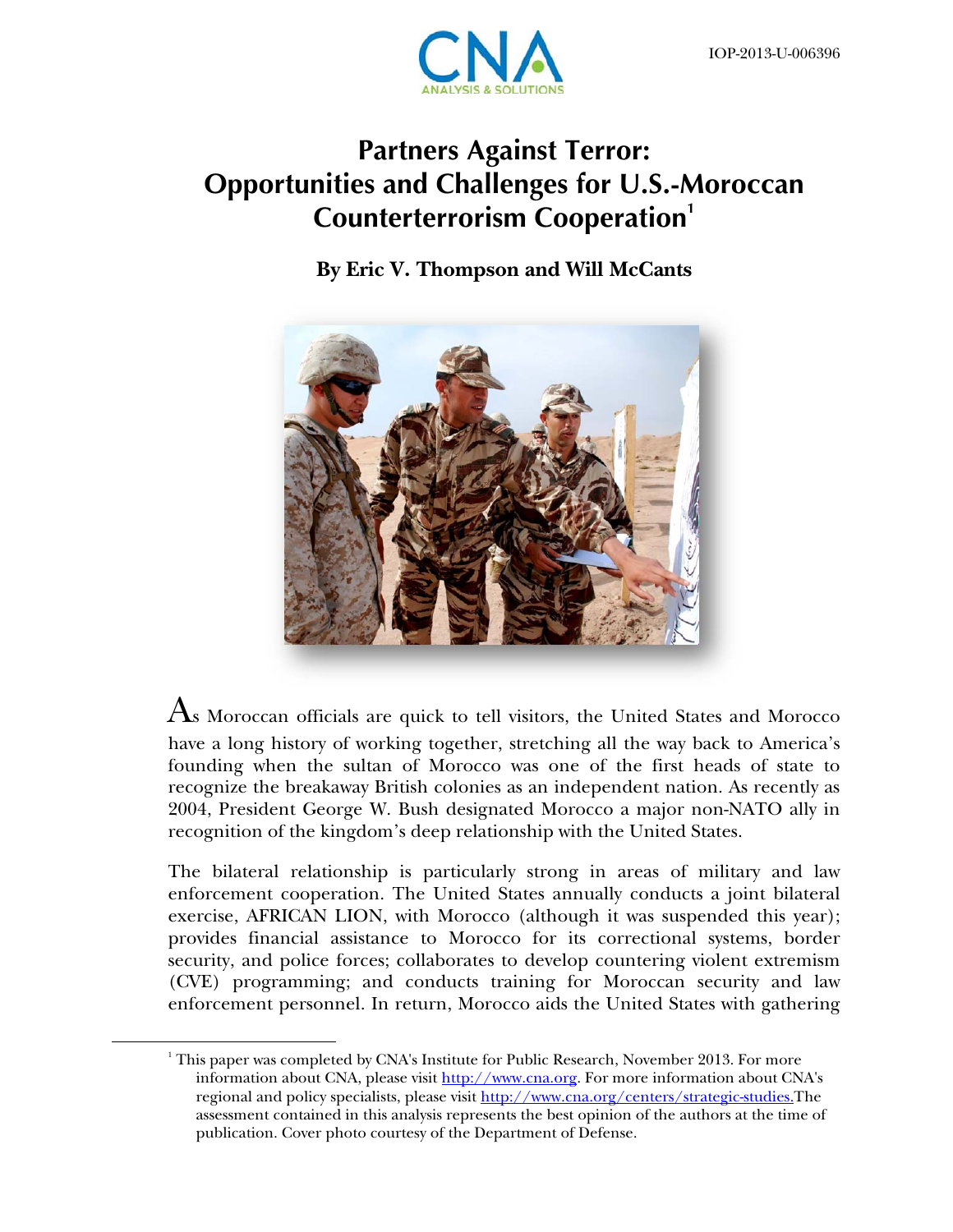IOP-2013-U-006396

# Partners Against Terror: Opportunities and Challenges for U.S.-Moroccan Counterterrorism Cooperation[1]

**By Eric V. Thompson and Will McCants**

As Moroccan officials are quick to tell visitors, the United States and Morocco have a long history of working together, stretching all the way back to America's founding when the sultan of Morocco was one of the first heads of state to recognize the breakaway British colonies as an independent nation. As recently as 2004, President George W. Bush designated Morocco a major non-NATO ally in recognition of the kingdom's deep relationship with the United States.

The bilateral relationship is particularly strong in areas of military and law enforcement cooperation. The United States annually conducts a joint bilateral exercise, AFRICAN LION, with Morocco (although it was suspended this year); provides financial assistance to Morocco for its correctional systems, border security, and police forces; collaborates to develop countering violent extremism (CVE) programming; and conducts training for Moroccan security and law enforcement personnel. In return, Morocco aids the United States with gathering

[1] This paper was completed by CNA's Institute for Public Research, November 2013. For more information about CNA, please visit http://www.cna.org. For more information about CNA's regional and policy specialists, please visit http://www.cna.org/centers/strategic-studies.The assessment contained in this analysis represents the best opinion of the authors at the time of publication. Cover photo courtesy of the Department of Defense.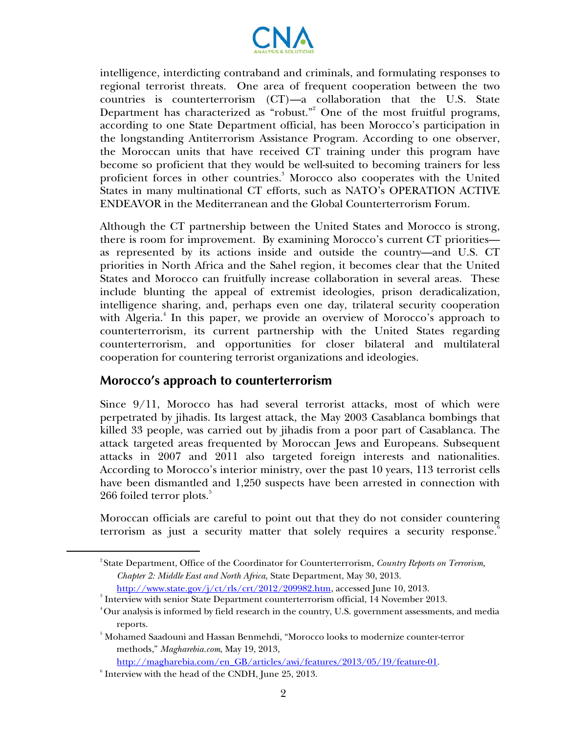intelligence, interdicting contraband and criminals, and formulating responses to regional terrorist threats. One area of frequent cooperation between the two countries is counterterrorism (CT)—a collaboration that the U.S. State Department has characterized as "robust."[2] One of the most fruitful programs, according to one State Department official, has been Morocco's participation in the longstanding Antiterrorism Assistance Program. According to one observer, the Moroccan units that have received CT training under this program have become so proficient that they would be well-suited to becoming trainers for less proficient forces in other countries.[3] Morocco also cooperates with the United States in many multinational CT efforts, such as NATO's OPERATION ACTIVE ENDEAVOR in the Mediterranean and the Global Counterterrorism Forum.

Although the CT partnership between the United States and Morocco is strong, there is room for improvement. By examining Morocco's current CT priorities—as represented by its actions inside and outside the country—and U.S. CT priorities in North Africa and the Sahel region, it becomes clear that the United States and Morocco can fruitfully increase collaboration in several areas. These include blunting the appeal of extremist ideologies, prison deradicalization, intelligence sharing, and, perhaps even one day, trilateral security cooperation with Algeria.[4] In this paper, we provide an overview of Morocco's approach to counterterrorism, its current partnership with the United States regarding counterterrorism, and opportunities for closer bilateral and multilateral cooperation for countering terrorist organizations and ideologies.

## Morocco's approach to counterterrorism

Since 9/11, Morocco has had several terrorist attacks, most of which were perpetrated by jihadis. Its largest attack, the May 2003 Casablanca bombings that killed 33 people, was carried out by jihadis from a poor part of Casablanca. The attack targeted areas frequented by Moroccan Jews and Europeans. Subsequent attacks in 2007 and 2011 also targeted foreign interests and nationalities. According to Morocco's interior ministry, over the past 10 years, 113 terrorist cells have been dismantled and 1,250 suspects have been arrested in connection with 266 foiled terror plots.[5]

Moroccan officials are careful to point out that they do not consider countering terrorism as just a security matter that solely requires a security response.[6]

---

[2] State Department, Office of the Coordinator for Counterterrorism, *Country Reports on Terrorism, Chapter 2: Middle East and North Africa,* State Department, May 30, 2013. http://www.state.gov/j/ct/rls/crt/2012/209982.htm, accessed June 10, 2013.

[3] Interview with senior State Department counterterrorism official, 14 November 2013.

[4] Our analysis is informed by field research in the country, U.S. government assessments, and media reports.

[5] Mohamed Saadouni and Hassan Benmehdi, "Morocco looks to modernize counter-terror methods," *Magharebia.com*, May 19, 2013, http://magharebia.com/en_GB/articles/awi/features/2013/05/19/feature-01.

[6] Interview with the head of the CNDH, June 25, 2013.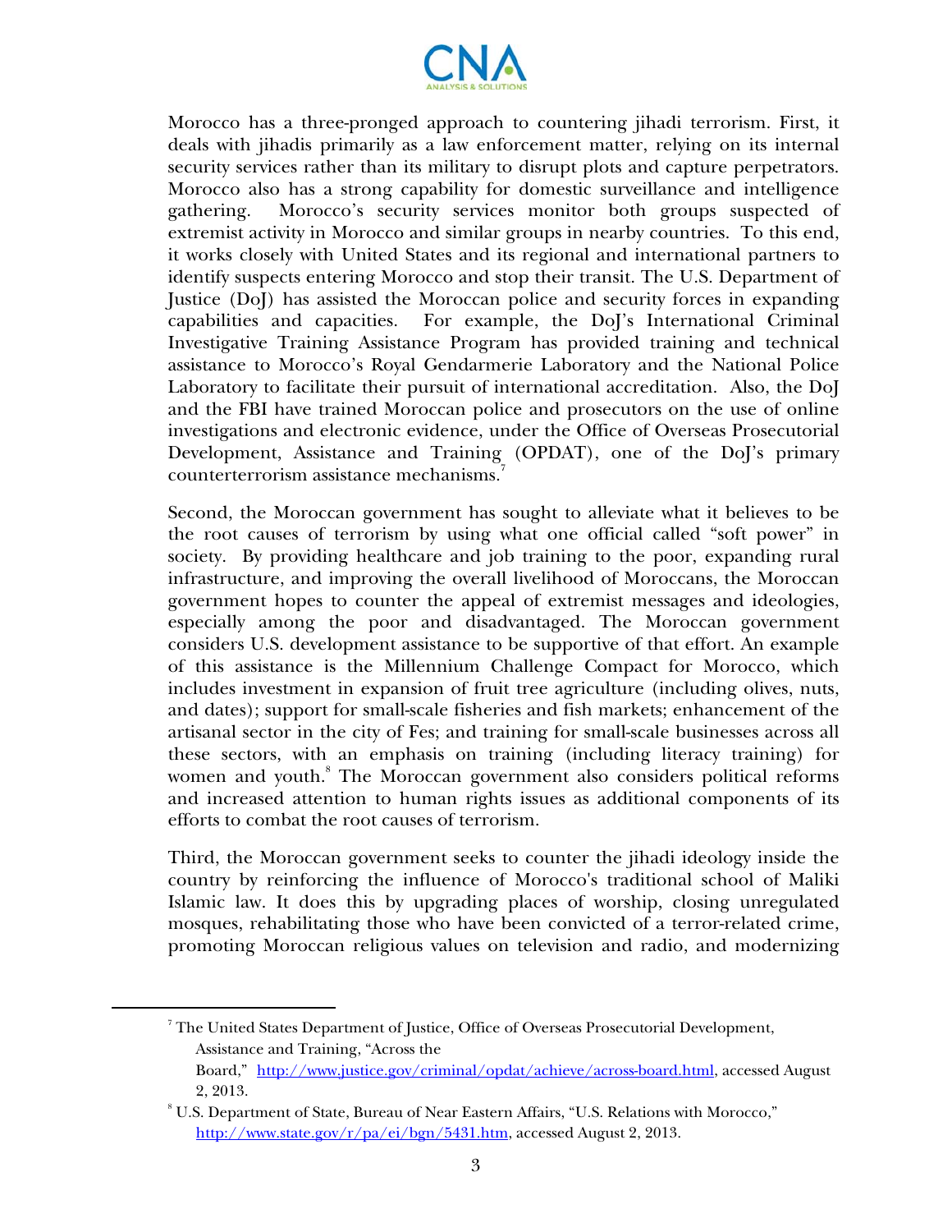Morocco has a three-pronged approach to countering jihadi terrorism. First, it deals with jihadis primarily as a law enforcement matter, relying on its internal security services rather than its military to disrupt plots and capture perpetrators. Morocco also has a strong capability for domestic surveillance and intelligence gathering. Morocco's security services monitor both groups suspected of extremist activity in Morocco and similar groups in nearby countries. To this end, it works closely with United States and its regional and international partners to identify suspects entering Morocco and stop their transit. The U.S. Department of Justice (DoJ) has assisted the Moroccan police and security forces in expanding capabilities and capacities. For example, the DoJ's International Criminal Investigative Training Assistance Program has provided training and technical assistance to Morocco's Royal Gendarmerie Laboratory and the National Police Laboratory to facilitate their pursuit of international accreditation. Also, the DoJ and the FBI have trained Moroccan police and prosecutors on the use of online investigations and electronic evidence, under the Office of Overseas Prosecutorial Development, Assistance and Training (OPDAT), one of the DoJ's primary counterterrorism assistance mechanisms.[7]

Second, the Moroccan government has sought to alleviate what it believes to be the root causes of terrorism by using what one official called "soft power" in society. By providing healthcare and job training to the poor, expanding rural infrastructure, and improving the overall livelihood of Moroccans, the Moroccan government hopes to counter the appeal of extremist messages and ideologies, especially among the poor and disadvantaged. The Moroccan government considers U.S. development assistance to be supportive of that effort. An example of this assistance is the Millennium Challenge Compact for Morocco, which includes investment in expansion of fruit tree agriculture (including olives, nuts, and dates); support for small-scale fisheries and fish markets; enhancement of the artisanal sector in the city of Fes; and training for small-scale businesses across all these sectors, with an emphasis on training (including literacy training) for women and youth.[8] The Moroccan government also considers political reforms and increased attention to human rights issues as additional components of its efforts to combat the root causes of terrorism.

Third, the Moroccan government seeks to counter the jihadi ideology inside the country by reinforcing the influence of Morocco's traditional school of Maliki Islamic law. It does this by upgrading places of worship, closing unregulated mosques, rehabilitating those who have been convicted of a terror-related crime, promoting Moroccan religious values on television and radio, and modernizing

---

[7] The United States Department of Justice, Office of Overseas Prosecutorial Development, Assistance and Training, "Across the Board," http://www.justice.gov/criminal/opdat/achieve/across-board.html, accessed August 2, 2013.

[8] U.S. Department of State, Bureau of Near Eastern Affairs, "U.S. Relations with Morocco," http://www.state.gov/r/pa/ei/bgn/5431.htm, accessed August 2, 2013.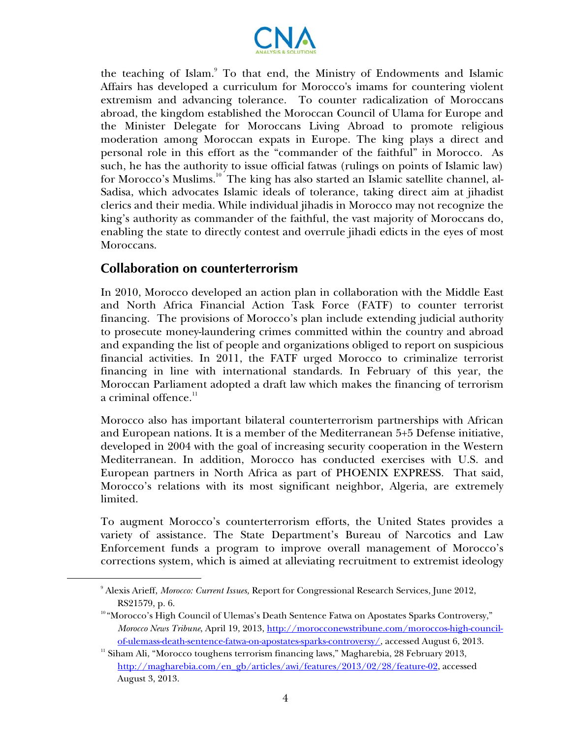the teaching of Islam.[9] To that end, the Ministry of Endowments and Islamic Affairs has developed a curriculum for Morocco's imams for countering violent extremism and advancing tolerance. To counter radicalization of Moroccans abroad, the kingdom established the Moroccan Council of Ulama for Europe and the Minister Delegate for Moroccans Living Abroad to promote religious moderation among Moroccan expats in Europe. The king plays a direct and personal role in this effort as the "commander of the faithful" in Morocco. As such, he has the authority to issue official fatwas (rulings on points of Islamic law) for Morocco's Muslims.[10] The king has also started an Islamic satellite channel, al-Sadisa, which advocates Islamic ideals of tolerance, taking direct aim at jihadist clerics and their media. While individual jihadis in Morocco may not recognize the king's authority as commander of the faithful, the vast majority of Moroccans do, enabling the state to directly contest and overrule jihadi edicts in the eyes of most Moroccans.

## Collaboration on counterterrorism

In 2010, Morocco developed an action plan in collaboration with the Middle East and North Africa Financial Action Task Force (FATF) to counter terrorist financing. The provisions of Morocco's plan include extending judicial authority to prosecute money-laundering crimes committed within the country and abroad and expanding the list of people and organizations obliged to report on suspicious financial activities. In 2011, the FATF urged Morocco to criminalize terrorist financing in line with international standards. In February of this year, the Moroccan Parliament adopted a draft law which makes the financing of terrorism a criminal offence.[11]

Morocco also has important bilateral counterterrorism partnerships with African and European nations. It is a member of the Mediterranean 5+5 Defense initiative, developed in 2004 with the goal of increasing security cooperation in the Western Mediterranean. In addition, Morocco has conducted exercises with U.S. and European partners in North Africa as part of PHOENIX EXPRESS. That said, Morocco's relations with its most significant neighbor, Algeria, are extremely limited.

To augment Morocco's counterterrorism efforts, the United States provides a variety of assistance. The State Department's Bureau of Narcotics and Law Enforcement funds a program to improve overall management of Morocco's corrections system, which is aimed at alleviating recruitment to extremist ideology

---

[9] Alexis Arieff, *Morocco: Current Issues,* Report for Congressional Research Services, June 2012, RS21579, p. 6.

[10] "Morocco's High Council of Ulemas's Death Sentence Fatwa on Apostates Sparks Controversy," *Morocco News Tribune*, April 19, 2013, http://morocconewstribune.com/moroccos-high-council-of-ulemass-death-sentence-fatwa-on-apostates-sparks-controversy/, accessed August 6, 2013.

[11] Siham Ali, "Morocco toughens terrorism financing laws," Magharebia, 28 February 2013, http://magharebia.com/en_gb/articles/awi/features/2013/02/28/feature-02, accessed August 3, 2013.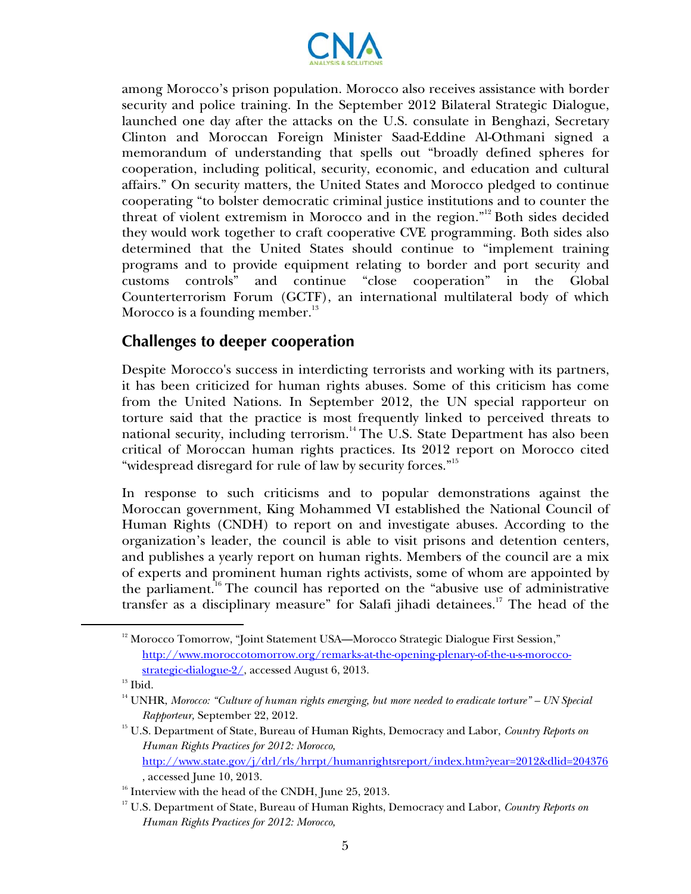among Morocco's prison population. Morocco also receives assistance with border security and police training. In the September 2012 Bilateral Strategic Dialogue, launched one day after the attacks on the U.S. consulate in Benghazi, Secretary Clinton and Moroccan Foreign Minister Saad-Eddine Al-Othmani signed a memorandum of understanding that spells out "broadly defined spheres for cooperation, including political, security, economic, and education and cultural affairs." On security matters, the United States and Morocco pledged to continue cooperating "to bolster democratic criminal justice institutions and to counter the threat of violent extremism in Morocco and in the region."[12] Both sides decided they would work together to craft cooperative CVE programming. Both sides also determined that the United States should continue to "implement training programs and to provide equipment relating to border and port security and customs controls" and continue "close cooperation" in the Global Counterterrorism Forum (GCTF), an international multilateral body of which Morocco is a founding member.[13]

## Challenges to deeper cooperation

Despite Morocco's success in interdicting terrorists and working with its partners, it has been criticized for human rights abuses. Some of this criticism has come from the United Nations. In September 2012, the UN special rapporteur on torture said that the practice is most frequently linked to perceived threats to national security, including terrorism.[14] The U.S. State Department has also been critical of Moroccan human rights practices. Its 2012 report on Morocco cited "widespread disregard for rule of law by security forces."[15]

In response to such criticisms and to popular demonstrations against the Moroccan government, King Mohammed VI established the National Council of Human Rights (CNDH) to report on and investigate abuses. According to the organization's leader, the council is able to visit prisons and detention centers, and publishes a yearly report on human rights. Members of the council are a mix of experts and prominent human rights activists, some of whom are appointed by the parliament.[16] The council has reported on the "abusive use of administrative transfer as a disciplinary measure" for Salafi jihadi detainees.[17] The head of the

---

[12] Morocco Tomorrow, "Joint Statement USA—Morocco Strategic Dialogue First Session," http://www.moroccotomorrow.org/remarks-at-the-opening-plenary-of-the-u-s-morocco-strategic-dialogue-2/, accessed August 6, 2013.

[13] Ibid.

[14] UNHR, *Morocco: "Culture of human rights emerging, but more needed to eradicate torture" – UN Special Rapporteur,* September 22, 2012.

[15] U.S. Department of State, Bureau of Human Rights, Democracy and Labor, *Country Reports on Human Rights Practices for 2012: Morocco,* http://www.state.gov/j/drl/rls/hrrpt/humanrightsreport/index.htm?year=2012&dlid=204376, accessed June 10, 2013.

[16] Interview with the head of the CNDH, June 25, 2013.

[17] U.S. Department of State, Bureau of Human Rights, Democracy and Labor, *Country Reports on Human Rights Practices for 2012: Morocco,*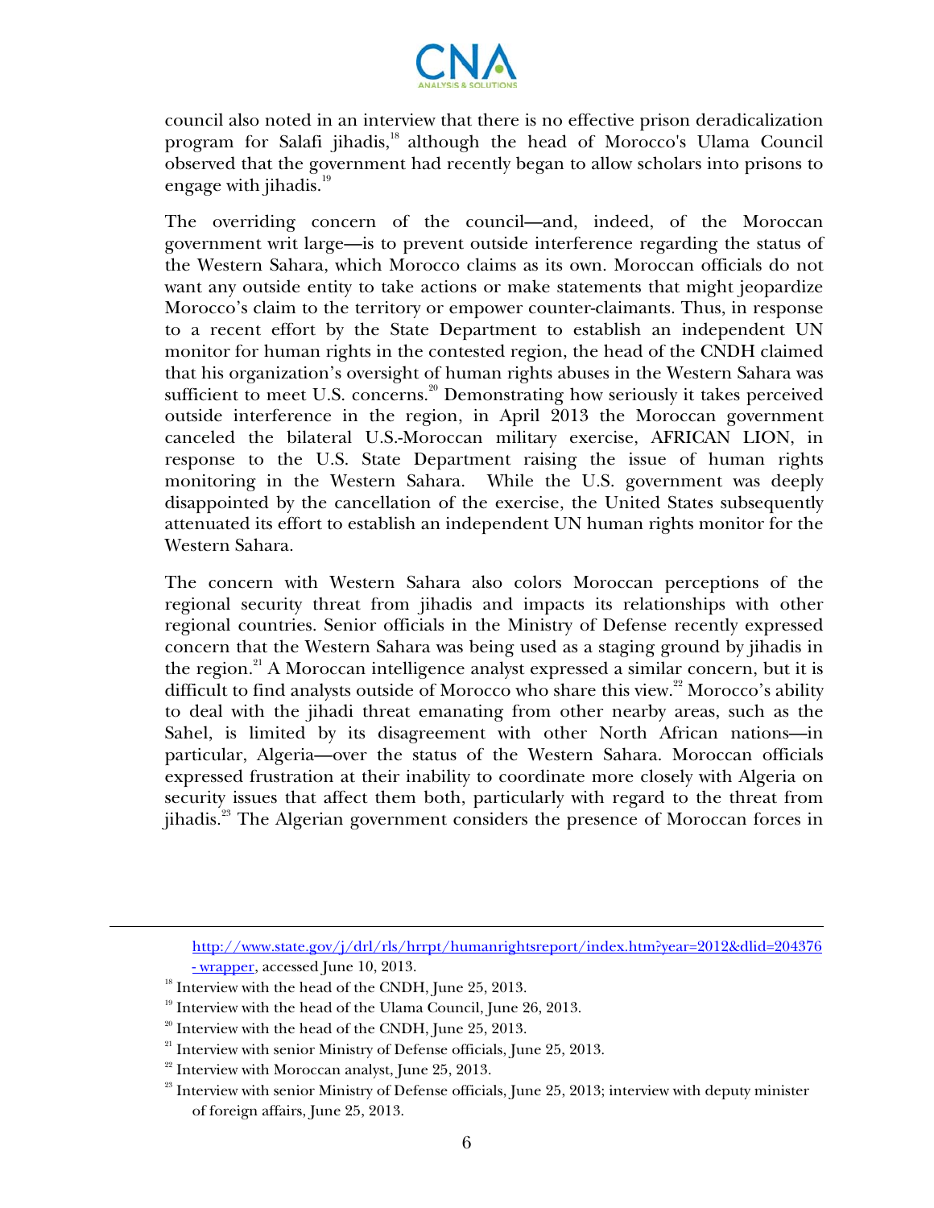council also noted in an interview that there is no effective prison deradicalization program for Salafi jihadis,[18] although the head of Morocco's Ulama Council observed that the government had recently began to allow scholars into prisons to engage with jihadis.[19]

The overriding concern of the council—and, indeed, of the Moroccan government writ large—is to prevent outside interference regarding the status of the Western Sahara, which Morocco claims as its own. Moroccan officials do not want any outside entity to take actions or make statements that might jeopardize Morocco's claim to the territory or empower counter-claimants. Thus, in response to a recent effort by the State Department to establish an independent UN monitor for human rights in the contested region, the head of the CNDH claimed that his organization's oversight of human rights abuses in the Western Sahara was sufficient to meet U.S. concerns.[20] Demonstrating how seriously it takes perceived outside interference in the region, in April 2013 the Moroccan government canceled the bilateral U.S.-Moroccan military exercise, AFRICAN LION, in response to the U.S. State Department raising the issue of human rights monitoring in the Western Sahara. While the U.S. government was deeply disappointed by the cancellation of the exercise, the United States subsequently attenuated its effort to establish an independent UN human rights monitor for the Western Sahara.

The concern with Western Sahara also colors Moroccan perceptions of the regional security threat from jihadis and impacts its relationships with other regional countries. Senior officials in the Ministry of Defense recently expressed concern that the Western Sahara was being used as a staging ground by jihadis in the region.[21] A Moroccan intelligence analyst expressed a similar concern, but it is difficult to find analysts outside of Morocco who share this view.[22] Morocco's ability to deal with the jihadi threat emanating from other nearby areas, such as the Sahel, is limited by its disagreement with other North African nations—in particular, Algeria—over the status of the Western Sahara. Moroccan officials expressed frustration at their inability to coordinate more closely with Algeria on security issues that affect them both, particularly with regard to the threat from jihadis.[23] The Algerian government considers the presence of Moroccan forces in

---

http://www.state.gov/j/drl/rls/hrrpt/humanrightsreport/index.htm?year=2012&dlid=204376 - wrapper, accessed June 10, 2013.

[18] Interview with the head of the CNDH, June 25, 2013.

[19] Interview with the head of the Ulama Council, June 26, 2013.

[20] Interview with the head of the CNDH, June 25, 2013.

[21] Interview with senior Ministry of Defense officials, June 25, 2013.

[22] Interview with Moroccan analyst, June 25, 2013.

[23] Interview with senior Ministry of Defense officials, June 25, 2013; interview with deputy minister of foreign affairs, June 25, 2013.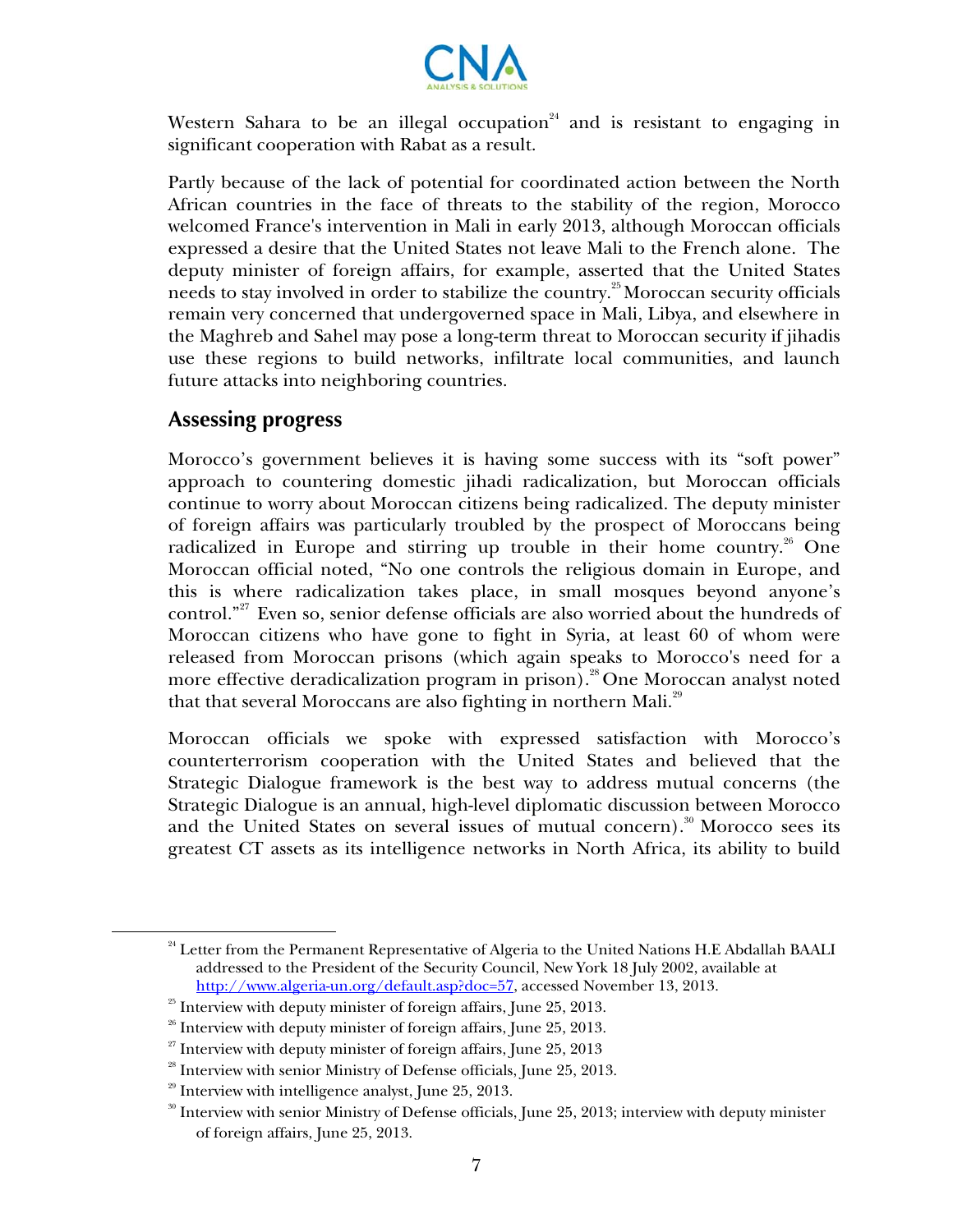Western Sahara to be an illegal occupation[24] and is resistant to engaging in significant cooperation with Rabat as a result.

Partly because of the lack of potential for coordinated action between the North African countries in the face of threats to the stability of the region, Morocco welcomed France's intervention in Mali in early 2013, although Moroccan officials expressed a desire that the United States not leave Mali to the French alone. The deputy minister of foreign affairs, for example, asserted that the United States needs to stay involved in order to stabilize the country.[25] Moroccan security officials remain very concerned that undergoverned space in Mali, Libya, and elsewhere in the Maghreb and Sahel may pose a long-term threat to Moroccan security if jihadis use these regions to build networks, infiltrate local communities, and launch future attacks into neighboring countries.

## Assessing progress

Morocco's government believes it is having some success with its "soft power" approach to countering domestic jihadi radicalization, but Moroccan officials continue to worry about Moroccan citizens being radicalized. The deputy minister of foreign affairs was particularly troubled by the prospect of Moroccans being radicalized in Europe and stirring up trouble in their home country.[26] One Moroccan official noted, "No one controls the religious domain in Europe, and this is where radicalization takes place, in small mosques beyond anyone's control."[27] Even so, senior defense officials are also worried about the hundreds of Moroccan citizens who have gone to fight in Syria, at least 60 of whom were released from Moroccan prisons (which again speaks to Morocco's need for a more effective deradicalization program in prison).[28] One Moroccan analyst noted that that several Moroccans are also fighting in northern Mali.[29]

Moroccan officials we spoke with expressed satisfaction with Morocco's counterterrorism cooperation with the United States and believed that the Strategic Dialogue framework is the best way to address mutual concerns (the Strategic Dialogue is an annual, high-level diplomatic discussion between Morocco and the United States on several issues of mutual concern).[30] Morocco sees its greatest CT assets as its intelligence networks in North Africa, its ability to build

---

[24] Letter from the Permanent Representative of Algeria to the United Nations H.E Abdallah BAALI addressed to the President of the Security Council, New York 18 July 2002, available at http://www.algeria-un.org/default.asp?doc=57, accessed November 13, 2013.

[25] Interview with deputy minister of foreign affairs, June 25, 2013.

[26] Interview with deputy minister of foreign affairs, June 25, 2013.

[27] Interview with deputy minister of foreign affairs, June 25, 2013

[28] Interview with senior Ministry of Defense officials, June 25, 2013.

[29] Interview with intelligence analyst, June 25, 2013.

[30] Interview with senior Ministry of Defense officials, June 25, 2013; interview with deputy minister of foreign affairs, June 25, 2013.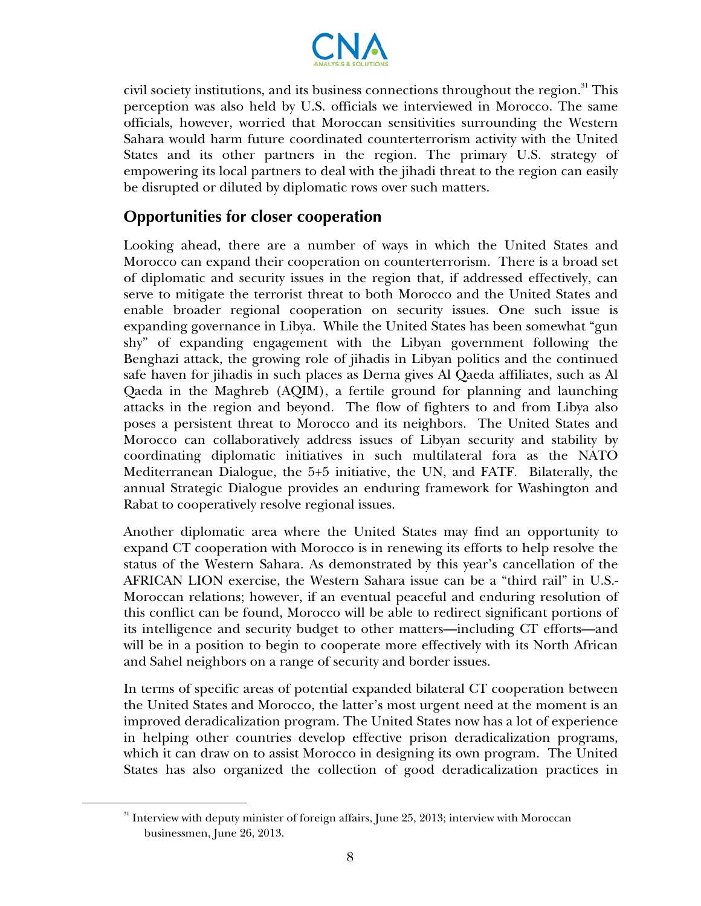civil society institutions, and its business connections throughout the region.[31] This perception was also held by U.S. officials we interviewed in Morocco. The same officials, however, worried that Moroccan sensitivities surrounding the Western Sahara would harm future coordinated counterterrorism activity with the United States and its other partners in the region. The primary U.S. strategy of empowering its local partners to deal with the jihadi threat to the region can easily be disrupted or diluted by diplomatic rows over such matters.

## Opportunities for closer cooperation

Looking ahead, there are a number of ways in which the United States and Morocco can expand their cooperation on counterterrorism. There is a broad set of diplomatic and security issues in the region that, if addressed effectively, can serve to mitigate the terrorist threat to both Morocco and the United States and enable broader regional cooperation on security issues. One such issue is expanding governance in Libya. While the United States has been somewhat "gun shy" of expanding engagement with the Libyan government following the Benghazi attack, the growing role of jihadis in Libyan politics and the continued safe haven for jihadis in such places as Derna gives Al Qaeda affiliates, such as Al Qaeda in the Maghreb (AQIM), a fertile ground for planning and launching attacks in the region and beyond. The flow of fighters to and from Libya also poses a persistent threat to Morocco and its neighbors. The United States and Morocco can collaboratively address issues of Libyan security and stability by coordinating diplomatic initiatives in such multilateral fora as the NATO Mediterranean Dialogue, the 5+5 initiative, the UN, and FATF. Bilaterally, the annual Strategic Dialogue provides an enduring framework for Washington and Rabat to cooperatively resolve regional issues.

Another diplomatic area where the United States may find an opportunity to expand CT cooperation with Morocco is in renewing its efforts to help resolve the status of the Western Sahara. As demonstrated by this year's cancellation of the AFRICAN LION exercise, the Western Sahara issue can be a "third rail" in U.S.-Moroccan relations; however, if an eventual peaceful and enduring resolution of this conflict can be found, Morocco will be able to redirect significant portions of its intelligence and security budget to other matters—including CT efforts—and will be in a position to begin to cooperate more effectively with its North African and Sahel neighbors on a range of security and border issues.

In terms of specific areas of potential expanded bilateral CT cooperation between the United States and Morocco, the latter's most urgent need at the moment is an improved deradicalization program. The United States now has a lot of experience in helping other countries develop effective prison deradicalization programs, which it can draw on to assist Morocco in designing its own program. The United States has also organized the collection of good deradicalization practices in

[31] Interview with deputy minister of foreign affairs, June 25, 2013; interview with Moroccan businessmen, June 26, 2013.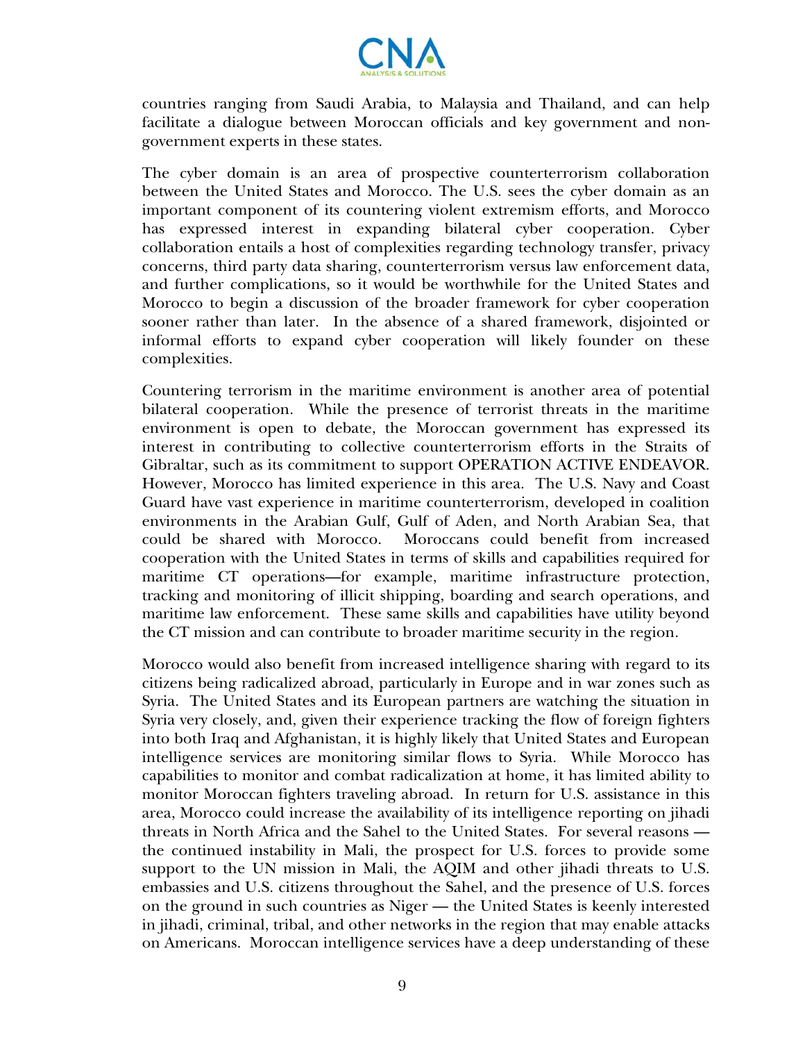countries ranging from Saudi Arabia, to Malaysia and Thailand, and can help facilitate a dialogue between Moroccan officials and key government and non-government experts in these states.

The cyber domain is an area of prospective counterterrorism collaboration between the United States and Morocco. The U.S. sees the cyber domain as an important component of its countering violent extremism efforts, and Morocco has expressed interest in expanding bilateral cyber cooperation. Cyber collaboration entails a host of complexities regarding technology transfer, privacy concerns, third party data sharing, counterterrorism versus law enforcement data, and further complications, so it would be worthwhile for the United States and Morocco to begin a discussion of the broader framework for cyber cooperation sooner rather than later. In the absence of a shared framework, disjointed or informal efforts to expand cyber cooperation will likely founder on these complexities.

Countering terrorism in the maritime environment is another area of potential bilateral cooperation. While the presence of terrorist threats in the maritime environment is open to debate, the Moroccan government has expressed its interest in contributing to collective counterterrorism efforts in the Straits of Gibraltar, such as its commitment to support OPERATION ACTIVE ENDEAVOR. However, Morocco has limited experience in this area. The U.S. Navy and Coast Guard have vast experience in maritime counterterrorism, developed in coalition environments in the Arabian Gulf, Gulf of Aden, and North Arabian Sea, that could be shared with Morocco. Moroccans could benefit from increased cooperation with the United States in terms of skills and capabilities required for maritime CT operations—for example, maritime infrastructure protection, tracking and monitoring of illicit shipping, boarding and search operations, and maritime law enforcement. These same skills and capabilities have utility beyond the CT mission and can contribute to broader maritime security in the region.

Morocco would also benefit from increased intelligence sharing with regard to its citizens being radicalized abroad, particularly in Europe and in war zones such as Syria. The United States and its European partners are watching the situation in Syria very closely, and, given their experience tracking the flow of foreign fighters into both Iraq and Afghanistan, it is highly likely that United States and European intelligence services are monitoring similar flows to Syria. While Morocco has capabilities to monitor and combat radicalization at home, it has limited ability to monitor Moroccan fighters traveling abroad. In return for U.S. assistance in this area, Morocco could increase the availability of its intelligence reporting on jihadi threats in North Africa and the Sahel to the United States. For several reasons — the continued instability in Mali, the prospect for U.S. forces to provide some support to the UN mission in Mali, the AQIM and other jihadi threats to U.S. embassies and U.S. citizens throughout the Sahel, and the presence of U.S. forces on the ground in such countries as Niger — the United States is keenly interested in jihadi, criminal, tribal, and other networks in the region that may enable attacks on Americans. Moroccan intelligence services have a deep understanding of these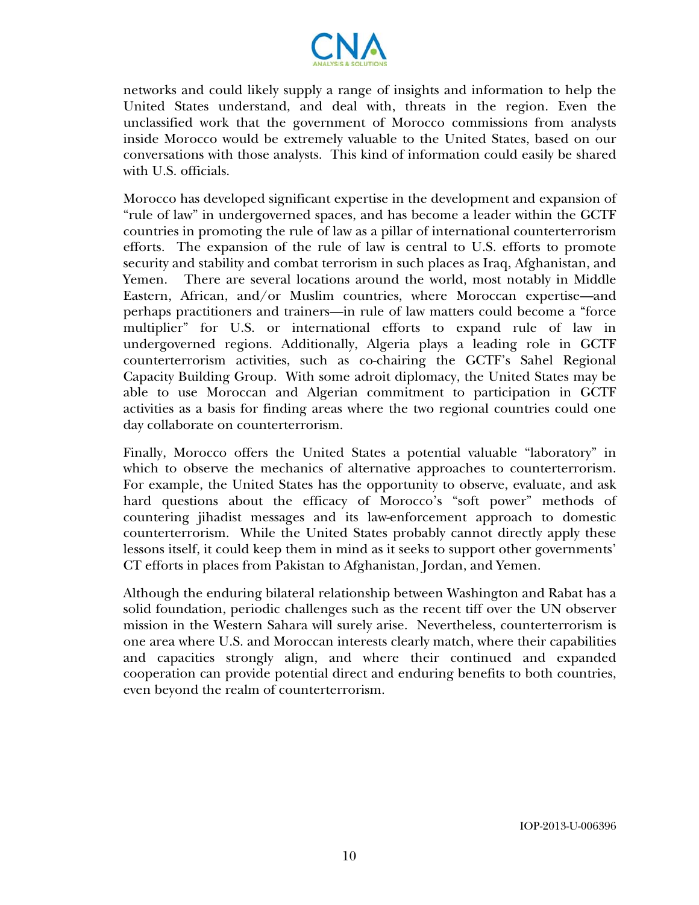networks and could likely supply a range of insights and information to help the United States understand, and deal with, threats in the region. Even the unclassified work that the government of Morocco commissions from analysts inside Morocco would be extremely valuable to the United States, based on our conversations with those analysts. This kind of information could easily be shared with U.S. officials.

Morocco has developed significant expertise in the development and expansion of "rule of law" in undergoverned spaces, and has become a leader within the GCTF countries in promoting the rule of law as a pillar of international counterterrorism efforts. The expansion of the rule of law is central to U.S. efforts to promote security and stability and combat terrorism in such places as Iraq, Afghanistan, and Yemen. There are several locations around the world, most notably in Middle Eastern, African, and/or Muslim countries, where Moroccan expertise—and perhaps practitioners and trainers—in rule of law matters could become a "force multiplier" for U.S. or international efforts to expand rule of law in undergoverned regions. Additionally, Algeria plays a leading role in GCTF counterterrorism activities, such as co-chairing the GCTF's Sahel Regional Capacity Building Group. With some adroit diplomacy, the United States may be able to use Moroccan and Algerian commitment to participation in GCTF activities as a basis for finding areas where the two regional countries could one day collaborate on counterterrorism.

Finally, Morocco offers the United States a potential valuable "laboratory" in which to observe the mechanics of alternative approaches to counterterrorism. For example, the United States has the opportunity to observe, evaluate, and ask hard questions about the efficacy of Morocco's "soft power" methods of countering jihadist messages and its law-enforcement approach to domestic counterterrorism. While the United States probably cannot directly apply these lessons itself, it could keep them in mind as it seeks to support other governments' CT efforts in places from Pakistan to Afghanistan, Jordan, and Yemen.

Although the enduring bilateral relationship between Washington and Rabat has a solid foundation, periodic challenges such as the recent tiff over the UN observer mission in the Western Sahara will surely arise. Nevertheless, counterterrorism is one area where U.S. and Moroccan interests clearly match, where their capabilities and capacities strongly align, and where their continued and expanded cooperation can provide potential direct and enduring benefits to both countries, even beyond the realm of counterterrorism.